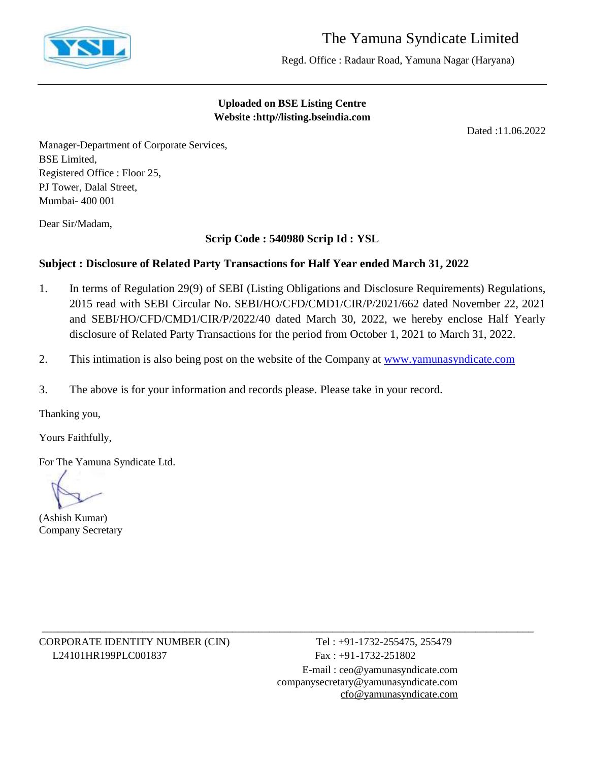# The Yamuna Syndicate Limited

Regd. Office : Radaur Road, Yamuna Nagar (Haryana)

**Uploaded on BSE Listing Centre**
**Website :http//listing.bseindia.com**

Dated :11.06.2022

Manager-Department of Corporate Services,
BSE Limited,
Registered Office : Floor 25,
PJ Tower, Dalal Street,
Mumbai- 400 001

Dear Sir/Madam,

**Scrip Code : 540980 Scrip Id : YSL**

**Subject : Disclosure of Related Party Transactions for Half Year ended March 31, 2022**

1. In terms of Regulation 29(9) of SEBI (Listing Obligations and Disclosure Requirements) Regulations, 2015 read with SEBI Circular No. SEBI/HO/CFD/CMD1/CIR/P/2021/662 dated November 22, 2021 and SEBI/HO/CFD/CMD1/CIR/P/2022/40 dated March 30, 2022, we hereby enclose Half Yearly disclosure of Related Party Transactions for the period from October 1, 2021 to March 31, 2022.
2. This intimation is also being post on the website of the Company at www.yamunasyndicate.com
3. The above is for your information and records please. Please take in your record.

Thanking you,

Yours Faithfully,

For The Yamuna Syndicate Ltd.

(Ashish Kumar)
Company Secretary

CORPORATE IDENTITY NUMBER (CIN)
L24101HR199PLC001837

Tel : +91-1732-255475, 255479
Fax : +91-1732-251802
E-mail : ceo@yamunasyndicate.com
companysecretary@yamunasyndicate.com
cfo@yamunasyndicate.com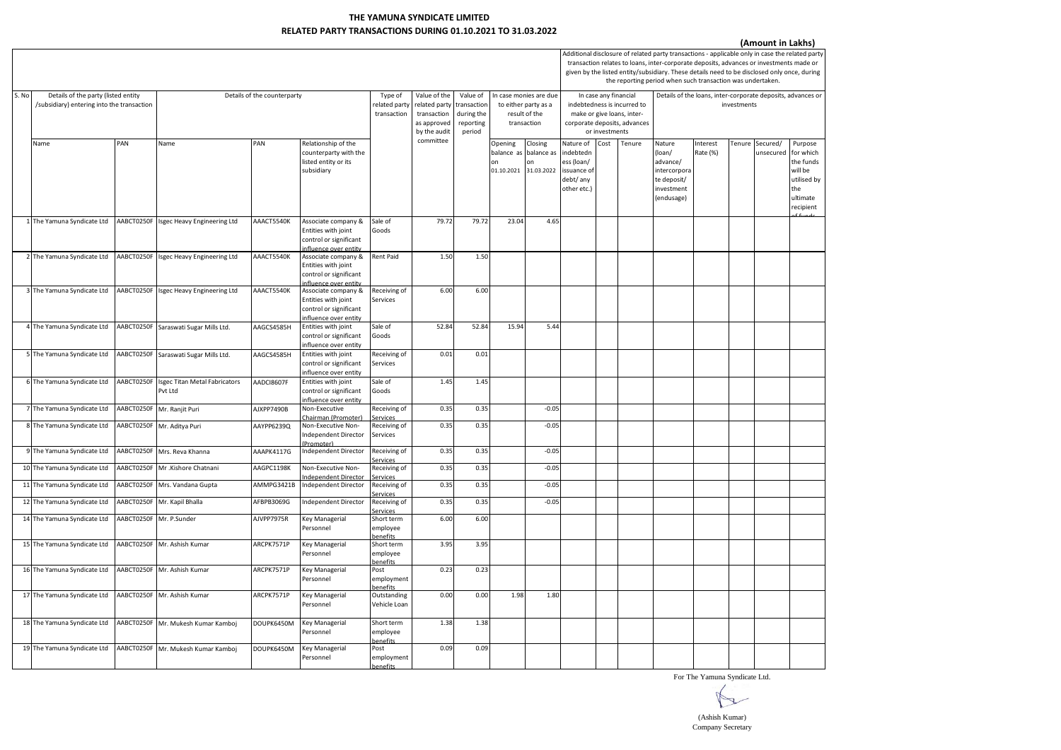# THE YAMUNA SYNDICATE LIMITED

## RELATED PARTY TRANSACTIONS DURING 01.10.2021 TO 31.03.2022

**(Amount in Lakhs)**

| S. No | Details of the party (listed entity /subsidiary) entering into the transaction | | Details of the counterparty | | | Type of related party transaction | Value of the related party transaction as approved by the audit committee | Value of transaction during the reporting period | In case monies are due to either party as a result of the transaction | | Additional disclosure of related party transactions - applicable only in case the related party transaction relates to loans, inter-corporate deposits, advances or investments made or given by the listed entity/subsidiary. These details need to be disclosed only once, during the reporting period when such transaction was undertaken. In case any financial indebtedness is incurred to make or give loans, inter-corporate deposits, advances or investments | | | Details of the loans, inter-corporate deposits, advances or investments | | | | |
|---|---|---|---|---|---|---|---|---|---|---|---|---|---|---|---|---|---|---|
| | Name | PAN | Name | PAN | Relationship of the counterparty with the listed entity or its subsidiary | | | | Opening balance as on 01.10.2021 | Closing balance as on 31.03.2022 | Nature of indebtedness (loan/ issuance of debt/ any other etc.) | Cost | Tenure | Nature (loan/ advance/ intercorporate deposit/ investment (endusage) | Interest Rate (%) | Tenure | Secured/ unsecured | Purpose for which the funds will be utilised by the ultimate recipient of funds |
| 1 | The Yamuna Syndicate Ltd | AABCT0250F | Isgec Heavy Engineering Ltd | AAACT5540K | Associate company & Entities with joint control or significant influence over entity | Sale of Goods | 79.72 | 79.72 | 23.04 | 4.65 | | | | | | | | |
| 2 | The Yamuna Syndicate Ltd | AABCT0250F | Isgec Heavy Engineering Ltd | AAACT5540K | Associate company & Entities with joint control or significant influence over entity | Rent Paid | 1.50 | 1.50 | | | | | | | | | | |
| 3 | The Yamuna Syndicate Ltd | AABCT0250F | Isgec Heavy Engineering Ltd | AAACT5540K | Associate company & Entities with joint control or significant influence over entity | Receiving of Services | 6.00 | 6.00 | | | | | | | | | | |
| 4 | The Yamuna Syndicate Ltd | AABCT0250F | Saraswati Sugar Mills Ltd. | AAGCS4585H | Entities with joint control or significant influence over entity | Sale of Goods | 52.84 | 52.84 | 15.94 | 5.44 | | | | | | | | |
| 5 | The Yamuna Syndicate Ltd | AABCT0250F | Saraswati Sugar Mills Ltd. | AAGCS4585H | Entities with joint control or significant influence over entity | Receiving of Services | 0.01 | 0.01 | | | | | | | | | | |
| 6 | The Yamuna Syndicate Ltd | AABCT0250F | Isgec Titan Metal Fabricators Pvt Ltd | AADCI8607F | Entities with joint control or significant influence over entity | Sale of Goods | 1.45 | 1.45 | | | | | | | | | | |
| 7 | The Yamuna Syndicate Ltd | AABCT0250F | Mr. Ranjit Puri | AJXPP7490B | Non-Executive Chairman (Promoter) | Receiving of Services | 0.35 | 0.35 | | -0.05 | | | | | | | | |
| 8 | The Yamuna Syndicate Ltd | AABCT0250F | Mr. Aditya Puri | AAYPP6239Q | Non-Executive Non-Independent Director (Promoter) | Receiving of Services | 0.35 | 0.35 | | -0.05 | | | | | | | | |
| 9 | The Yamuna Syndicate Ltd | AABCT0250F | Mrs. Reva Khanna | AAAPK4117G | Independent Director | Receiving of Services | 0.35 | 0.35 | | -0.05 | | | | | | | | |
| 10 | The Yamuna Syndicate Ltd | AABCT0250F | Mr .Kishore Chatnani | AAGPC1198K | Non-Executive Non-Independent Director | Receiving of Services | 0.35 | 0.35 | | -0.05 | | | | | | | | |
| 11 | The Yamuna Syndicate Ltd | AABCT0250F | Mrs. Vandana Gupta | AMMPG3421B | Independent Director | Receiving of Services | 0.35 | 0.35 | | -0.05 | | | | | | | | |
| 12 | The Yamuna Syndicate Ltd | AABCT0250F | Mr. Kapil Bhalla | AFBPB3069G | Independent Director | Receiving of Services | 0.35 | 0.35 | | -0.05 | | | | | | | | |
| 14 | The Yamuna Syndicate Ltd | AABCT0250F | Mr. P.Sunder | AJVPP7975R | Key Managerial Personnel | Short term employee benefits | 6.00 | 6.00 | | | | | | | | | | |
| 15 | The Yamuna Syndicate Ltd | AABCT0250F | Mr. Ashish Kumar | ARCPK7571P | Key Managerial Personnel | Short term employee benefits | 3.95 | 3.95 | | | | | | | | | | |
| 16 | The Yamuna Syndicate Ltd | AABCT0250F | Mr. Ashish Kumar | ARCPK7571P | Key Managerial Personnel | Post employment benefits | 0.23 | 0.23 | | | | | | | | | | |
| 17 | The Yamuna Syndicate Ltd | AABCT0250F | Mr. Ashish Kumar | ARCPK7571P | Key Managerial Personnel | Outstanding Vehicle Loan | 0.00 | 0.00 | 1.98 | 1.80 | | | | | | | | |
| 18 | The Yamuna Syndicate Ltd | AABCT0250F | Mr. Mukesh Kumar Kamboj | DOUPK6450M | Key Managerial Personnel | Short term employee benefits | 1.38 | 1.38 | | | | | | | | | | |
| 19 | The Yamuna Syndicate Ltd | AABCT0250F | Mr. Mukesh Kumar Kamboj | DOUPK6450M | Key Managerial Personnel | Post employment benefits | 0.09 | 0.09 | | | | | | | | | | |

For The Yamuna Syndicate Ltd.

(Ashish Kumar)
Company Secretary